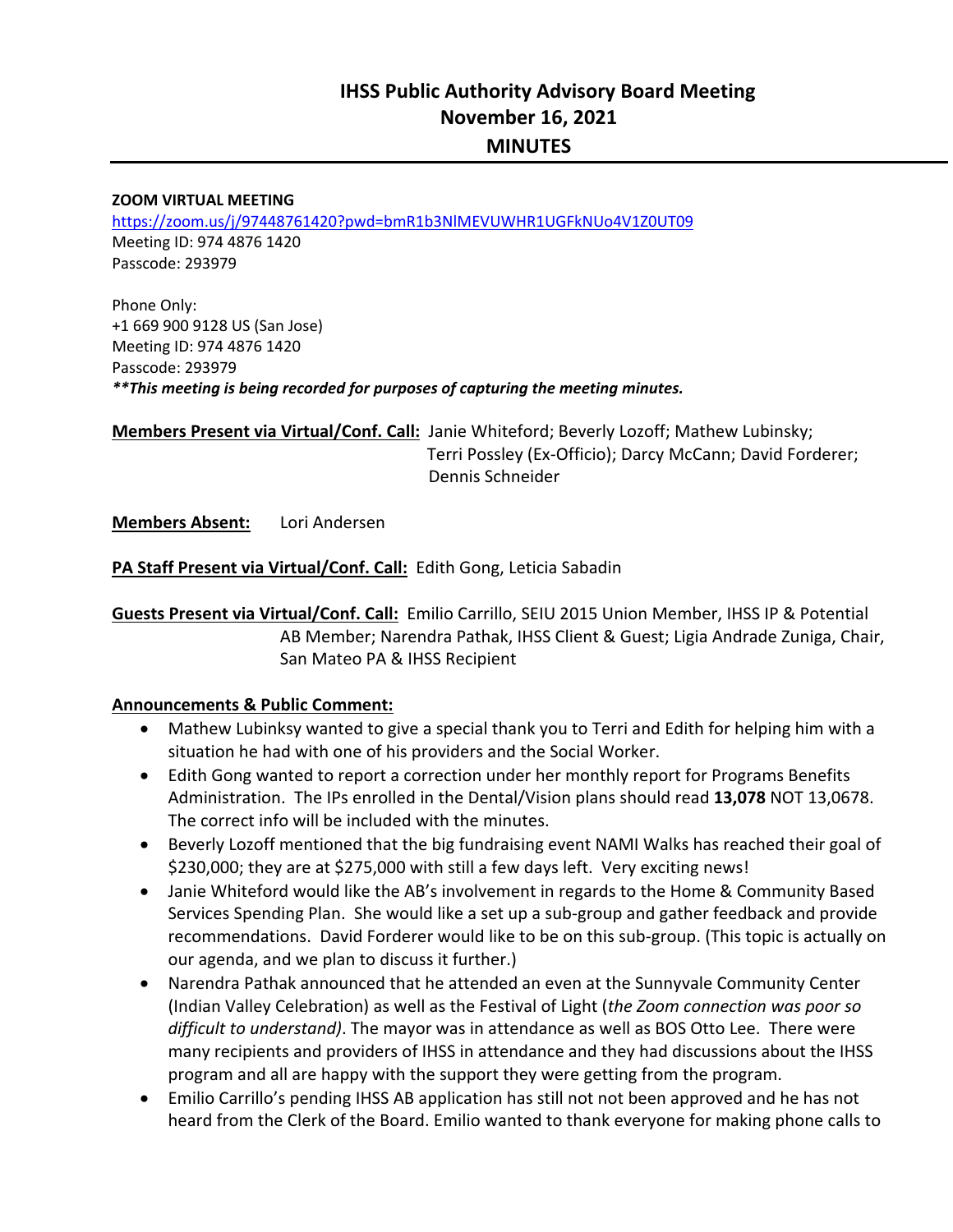# IHSS Public Authority Advisory Board Meeting
# November 16, 2021
# MINUTES

**ZOOM VIRTUAL MEETING**
https://zoom.us/j/97448761420?pwd=bmR1b3NlMEVUWHR1UGFkNUo4V1Z0UT09
Meeting ID: 974 4876 1420
Passcode: 293979

Phone Only:
+1 669 900 9128 US (San Jose)
Meeting ID: 974 4876 1420
Passcode: 293979
***This meeting is being recorded for purposes of capturing the meeting minutes.**

**Members Present via Virtual/Conf. Call:** Janie Whiteford; Beverly Lozoff; Mathew Lubinsky; Terri Possley (Ex-Officio); Darcy McCann; David Forderer; Dennis Schneider

**Members Absent:** Lori Andersen

**PA Staff Present via Virtual/Conf. Call:** Edith Gong, Leticia Sabadin

**Guests Present via Virtual/Conf. Call:** Emilio Carrillo, SEIU 2015 Union Member, IHSS IP & Potential AB Member; Narendra Pathak, IHSS Client & Guest; Ligia Andrade Zuniga, Chair, San Mateo PA & IHSS Recipient

**Announcements & Public Comment:**

- Mathew Lubinksy wanted to give a special thank you to Terri and Edith for helping him with a situation he had with one of his providers and the Social Worker.
- Edith Gong wanted to report a correction under her monthly report for Programs Benefits Administration. The IPs enrolled in the Dental/Vision plans should read **13,078** NOT 13,0678. The correct info will be included with the minutes.
- Beverly Lozoff mentioned that the big fundraising event NAMI Walks has reached their goal of $230,000; they are at $275,000 with still a few days left. Very exciting news!
- Janie Whiteford would like the AB's involvement in regards to the Home & Community Based Services Spending Plan. She would like a set up a sub-group and gather feedback and provide recommendations. David Forderer would like to be on this sub-group. (This topic is actually on our agenda, and we plan to discuss it further.)
- Narendra Pathak announced that he attended an even at the Sunnyvale Community Center (Indian Valley Celebration) as well as the Festival of Light (*the Zoom connection was poor so difficult to understand)*. The mayor was in attendance as well as BOS Otto Lee. There were many recipients and providers of IHSS in attendance and they had discussions about the IHSS program and all are happy with the support they were getting from the program.
- Emilio Carrillo's pending IHSS AB application has still not not been approved and he has not heard from the Clerk of the Board. Emilio wanted to thank everyone for making phone calls to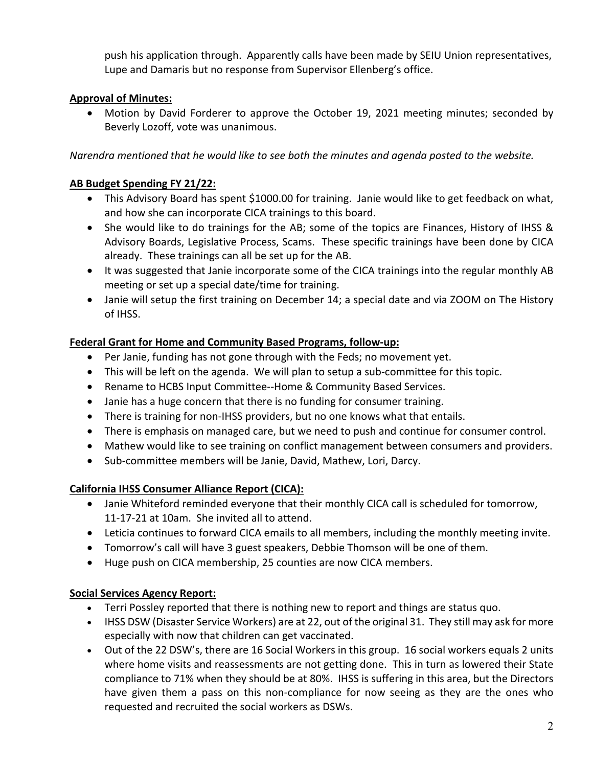push his application through. Apparently calls have been made by SEIU Union representatives, Lupe and Damaris but no response from Supervisor Ellenberg's office.

**Approval of Minutes:**

- Motion by David Forderer to approve the October 19, 2021 meeting minutes; seconded by Beverly Lozoff, vote was unanimous.

*Narendra mentioned that he would like to see both the minutes and agenda posted to the website.*

**AB Budget Spending FY 21/22:**

- This Advisory Board has spent $1000.00 for training. Janie would like to get feedback on what, and how she can incorporate CICA trainings to this board.
- She would like to do trainings for the AB; some of the topics are Finances, History of IHSS & Advisory Boards, Legislative Process, Scams. These specific trainings have been done by CICA already. These trainings can all be set up for the AB.
- It was suggested that Janie incorporate some of the CICA trainings into the regular monthly AB meeting or set up a special date/time for training.
- Janie will setup the first training on December 14; a special date and via ZOOM on The History of IHSS.

**Federal Grant for Home and Community Based Programs, follow-up:**

- Per Janie, funding has not gone through with the Feds; no movement yet.
- This will be left on the agenda. We will plan to setup a sub-committee for this topic.
- Rename to HCBS Input Committee--Home & Community Based Services.
- Janie has a huge concern that there is no funding for consumer training.
- There is training for non-IHSS providers, but no one knows what that entails.
- There is emphasis on managed care, but we need to push and continue for consumer control.
- Mathew would like to see training on conflict management between consumers and providers.
- Sub-committee members will be Janie, David, Mathew, Lori, Darcy.

**California IHSS Consumer Alliance Report (CICA):**

- Janie Whiteford reminded everyone that their monthly CICA call is scheduled for tomorrow, 11-17-21 at 10am. She invited all to attend.
- Leticia continues to forward CICA emails to all members, including the monthly meeting invite.
- Tomorrow's call will have 3 guest speakers, Debbie Thomson will be one of them.
- Huge push on CICA membership, 25 counties are now CICA members.

**Social Services Agency Report:**

- Terri Possley reported that there is nothing new to report and things are status quo.
- IHSS DSW (Disaster Service Workers) are at 22, out of the original 31. They still may ask for more especially with now that children can get vaccinated.
- Out of the 22 DSW's, there are 16 Social Workers in this group. 16 social workers equals 2 units where home visits and reassessments are not getting done. This in turn as lowered their State compliance to 71% when they should be at 80%. IHSS is suffering in this area, but the Directors have given them a pass on this non-compliance for now seeing as they are the ones who requested and recruited the social workers as DSWs.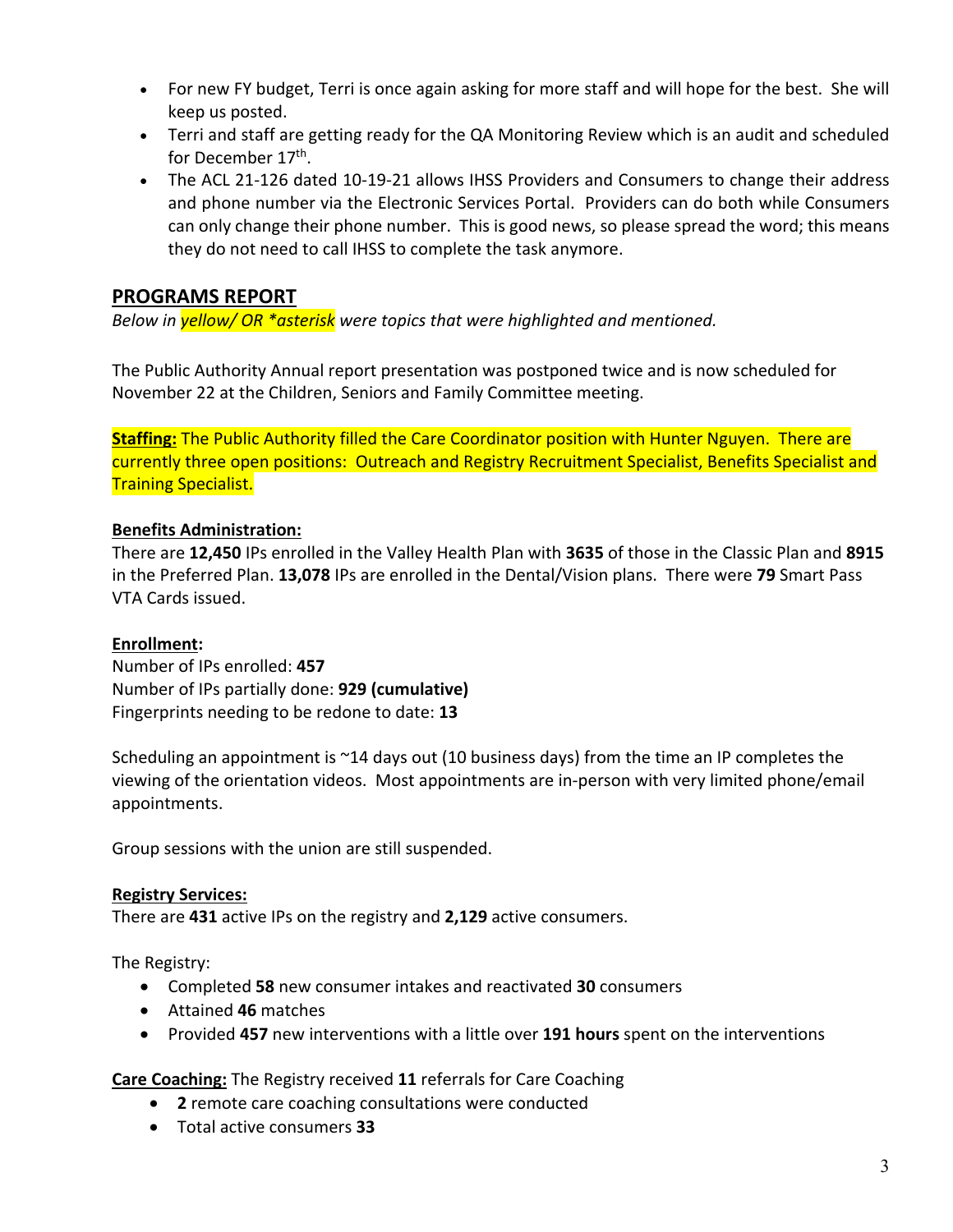- For new FY budget, Terri is once again asking for more staff and will hope for the best. She will keep us posted.
- Terri and staff are getting ready for the QA Monitoring Review which is an audit and scheduled for December 17th.
- The ACL 21-126 dated 10-19-21 allows IHSS Providers and Consumers to change their address and phone number via the Electronic Services Portal. Providers can do both while Consumers can only change their phone number. This is good news, so please spread the word; this means they do not need to call IHSS to complete the task anymore.

## PROGRAMS REPORT

*Below in yellow/ OR *asterisk were topics that were highlighted and mentioned.*

The Public Authority Annual report presentation was postponed twice and is now scheduled for November 22 at the Children, Seniors and Family Committee meeting.

**Staffing:** The Public Authority filled the Care Coordinator position with Hunter Nguyen. There are currently three open positions: Outreach and Registry Recruitment Specialist, Benefits Specialist and Training Specialist.

**Benefits Administration:**
There are **12,450** IPs enrolled in the Valley Health Plan with **3635** of those in the Classic Plan and **8915** in the Preferred Plan. **13,078** IPs are enrolled in the Dental/Vision plans. There were **79** Smart Pass VTA Cards issued.

**Enrollment:**
Number of IPs enrolled: **457**
Number of IPs partially done: **929 (cumulative)**
Fingerprints needing to be redone to date: **13**

Scheduling an appointment is ~14 days out (10 business days) from the time an IP completes the viewing of the orientation videos. Most appointments are in-person with very limited phone/email appointments.

Group sessions with the union are still suspended.

**Registry Services:**
There are **431** active IPs on the registry and **2,129** active consumers.

The Registry:

- Completed **58** new consumer intakes and reactivated **30** consumers
- Attained **46** matches
- Provided **457** new interventions with a little over **191 hours** spent on the interventions

**Care Coaching:** The Registry received **11** referrals for Care Coaching

- **2** remote care coaching consultations were conducted
- Total active consumers **33**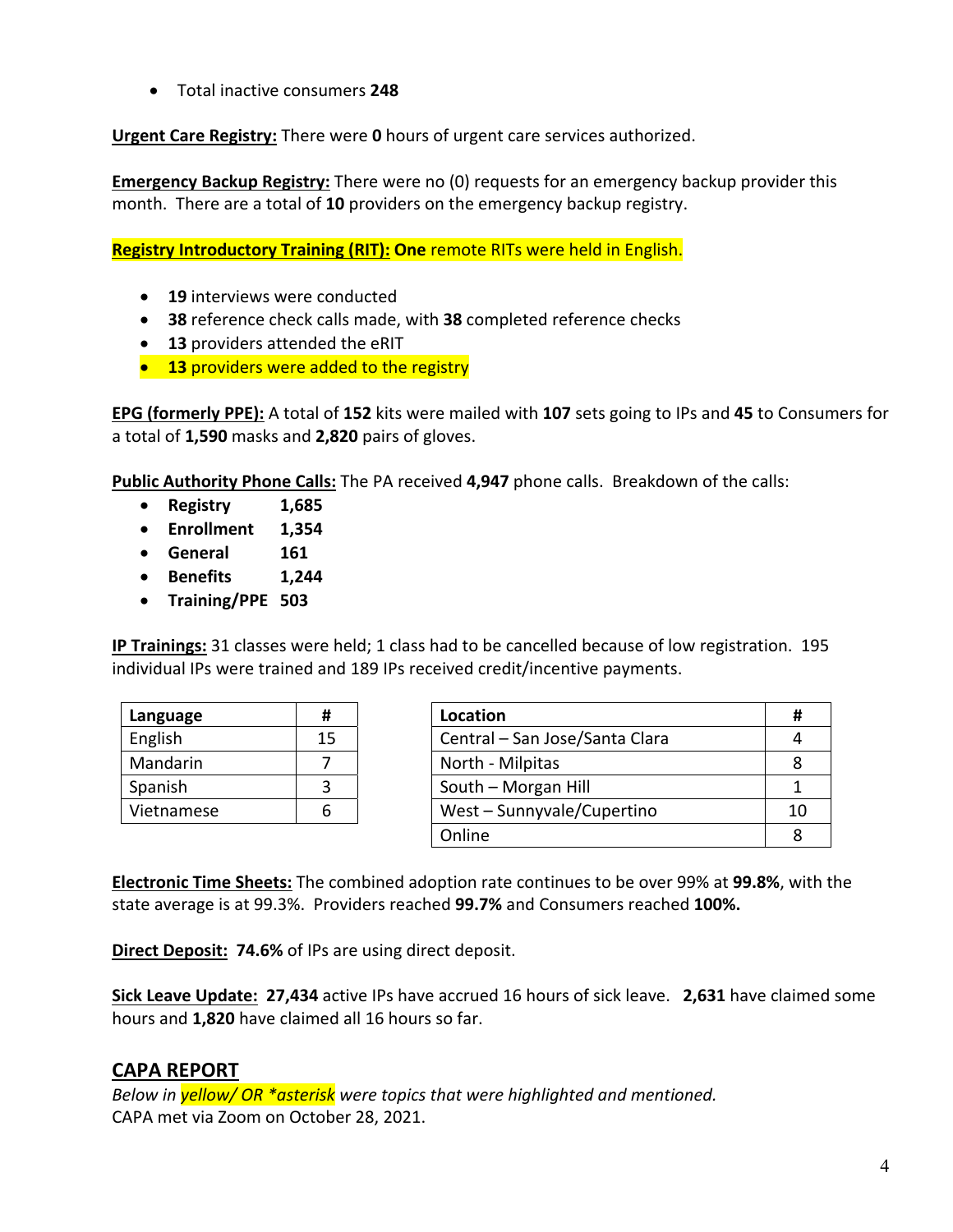- Total inactive consumers **248**

**Urgent Care Registry:** There were **0** hours of urgent care services authorized.

**Emergency Backup Registry:** There were no (0) requests for an emergency backup provider this month. There are a total of **10** providers on the emergency backup registry.

**Registry Introductory Training (RIT): One** remote RITs were held in English.

- **19** interviews were conducted
- **38** reference check calls made, with **38** completed reference checks
- **13** providers attended the eRIT
- **13** providers were added to the registry

**EPG (formerly PPE):** A total of **152** kits were mailed with **107** sets going to IPs and **45** to Consumers for a total of **1,590** masks and **2,820** pairs of gloves.

**Public Authority Phone Calls:** The PA received **4,947** phone calls. Breakdown of the calls:

- **Registry 1,685**
- **Enrollment 1,354**
- **General 161**
- **Benefits 1,244**
- **Training/PPE 503**

**IP Trainings:** 31 classes were held; 1 class had to be cancelled because of low registration. 195 individual IPs were trained and 189 IPs received credit/incentive payments.

| Language | # |
|---|---|
| English | 15 |
| Mandarin | 7 |
| Spanish | 3 |
| Vietnamese | 6 |

| Location | # |
|---|---|
| Central – San Jose/Santa Clara | 4 |
| North - Milpitas | 8 |
| South – Morgan Hill | 1 |
| West – Sunnyvale/Cupertino | 10 |
| Online | 8 |

**Electronic Time Sheets:** The combined adoption rate continues to be over 99% at **99.8%**, with the state average is at 99.3%. Providers reached **99.7%** and Consumers reached **100%.**

**Direct Deposit: 74.6%** of IPs are using direct deposit.

**Sick Leave Update: 27,434** active IPs have accrued 16 hours of sick leave. **2,631** have claimed some hours and **1,820** have claimed all 16 hours so far.

## CAPA REPORT

*Below in yellow/ OR *asterisk were topics that were highlighted and mentioned.*
CAPA met via Zoom on October 28, 2021.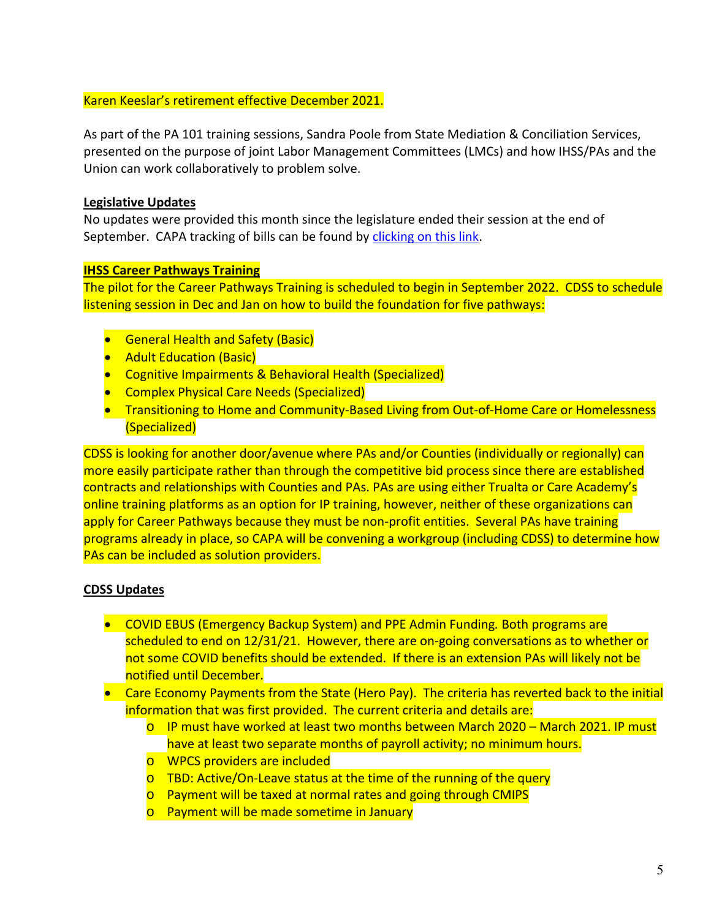Karen Keeslar's retirement effective December 2021.

As part of the PA 101 training sessions, Sandra Poole from State Mediation & Conciliation Services, presented on the purpose of joint Labor Management Committees (LMCs) and how IHSS/PAs and the Union can work collaboratively to problem solve.

**Legislative Updates**

No updates were provided this month since the legislature ended their session at the end of September. CAPA tracking of bills can be found by clicking on this link.

**IHSS Career Pathways Training**

The pilot for the Career Pathways Training is scheduled to begin in September 2022. CDSS to schedule listening session in Dec and Jan on how to build the foundation for five pathways:

- General Health and Safety (Basic)
- Adult Education (Basic)
- Cognitive Impairments & Behavioral Health (Specialized)
- Complex Physical Care Needs (Specialized)
- Transitioning to Home and Community-Based Living from Out-of-Home Care or Homelessness (Specialized)

CDSS is looking for another door/avenue where PAs and/or Counties (individually or regionally) can more easily participate rather than through the competitive bid process since there are established contracts and relationships with Counties and PAs. PAs are using either Trualta or Care Academy's online training platforms as an option for IP training, however, neither of these organizations can apply for Career Pathways because they must be non-profit entities. Several PAs have training programs already in place, so CAPA will be convening a workgroup (including CDSS) to determine how PAs can be included as solution providers.

**CDSS Updates**

- COVID EBUS (Emergency Backup System) and PPE Admin Funding. Both programs are scheduled to end on 12/31/21. However, there are on-going conversations as to whether or not some COVID benefits should be extended. If there is an extension PAs will likely not be notified until December.
- Care Economy Payments from the State (Hero Pay). The criteria has reverted back to the initial information that was first provided. The current criteria and details are:
  - IP must have worked at least two months between March 2020 – March 2021. IP must have at least two separate months of payroll activity; no minimum hours.
  - WPCS providers are included
  - TBD: Active/On-Leave status at the time of the running of the query
  - Payment will be taxed at normal rates and going through CMIPS
  - Payment will be made sometime in January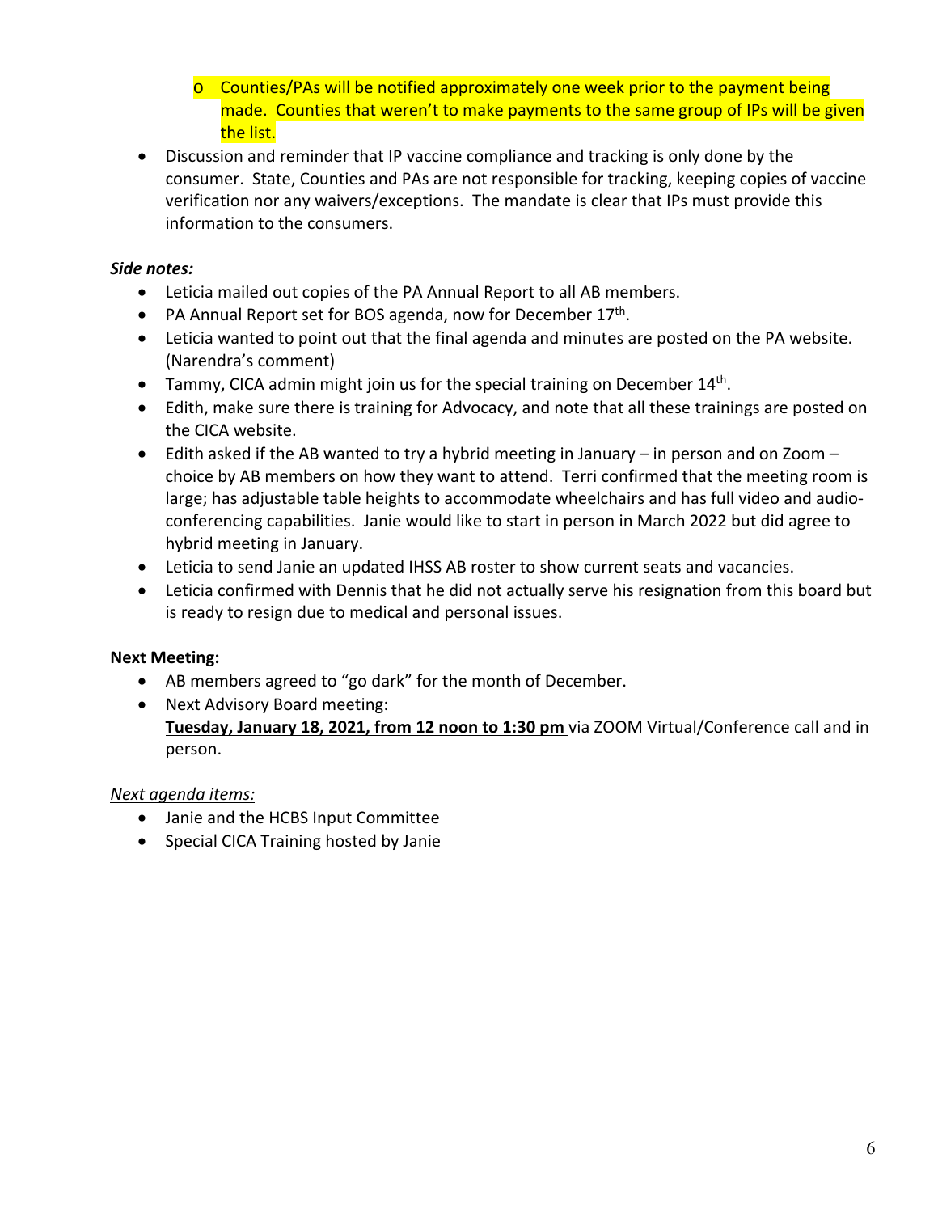- Counties/PAs will be notified approximately one week prior to the payment being made. Counties that weren't to make payments to the same group of IPs will be given the list.
- Discussion and reminder that IP vaccine compliance and tracking is only done by the consumer. State, Counties and PAs are not responsible for tracking, keeping copies of vaccine verification nor any waivers/exceptions. The mandate is clear that IPs must provide this information to the consumers.

***Side notes:***

- Leticia mailed out copies of the PA Annual Report to all AB members.
- PA Annual Report set for BOS agenda, now for December 17th.
- Leticia wanted to point out that the final agenda and minutes are posted on the PA website. (Narendra's comment)
- Tammy, CICA admin might join us for the special training on December 14th.
- Edith, make sure there is training for Advocacy, and note that all these trainings are posted on the CICA website.
- Edith asked if the AB wanted to try a hybrid meeting in January – in person and on Zoom – choice by AB members on how they want to attend. Terri confirmed that the meeting room is large; has adjustable table heights to accommodate wheelchairs and has full video and audio-conferencing capabilities. Janie would like to start in person in March 2022 but did agree to hybrid meeting in January.
- Leticia to send Janie an updated IHSS AB roster to show current seats and vacancies.
- Leticia confirmed with Dennis that he did not actually serve his resignation from this board but is ready to resign due to medical and personal issues.

**Next Meeting:**

- AB members agreed to "go dark" for the month of December.
- Next Advisory Board meeting:
  **Tuesday, January 18, 2021, from 12 noon to 1:30 pm** via ZOOM Virtual/Conference call and in person.

*Next agenda items:*

- Janie and the HCBS Input Committee
- Special CICA Training hosted by Janie